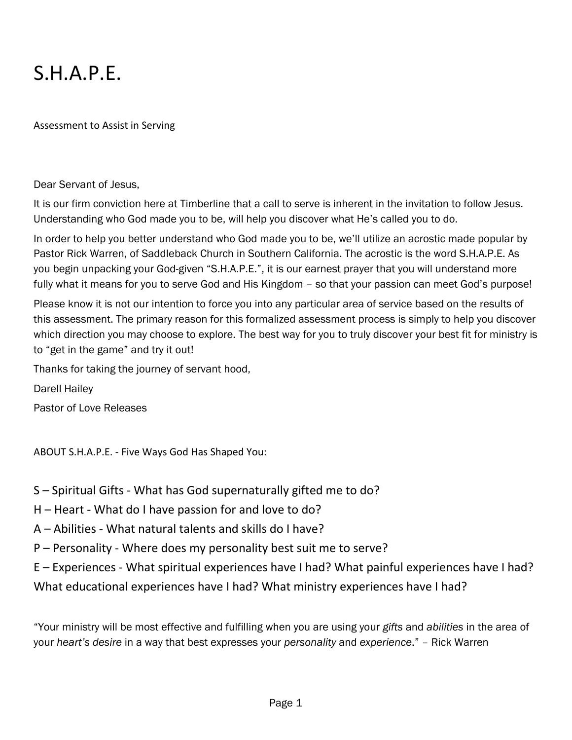# S.H.A.P.E.

Assessment to Assist in Serving

Dear Servant of Jesus,

It is our firm conviction here at Timberline that a call to serve is inherent in the invitation to follow Jesus. Understanding who God made you to be, will help you discover what He's called you to do.

In order to help you better understand who God made you to be, we'll utilize an acrostic made popular by Pastor Rick Warren, of Saddleback Church in Southern California. The acrostic is the word S.H.A.P.E. As you begin unpacking your God-given "S.H.A.P.E.", it is our earnest prayer that you will understand more fully what it means for you to serve God and His Kingdom – so that your passion can meet God's purpose!

Please know it is not our intention to force you into any particular area of service based on the results of this assessment. The primary reason for this formalized assessment process is simply to help you discover which direction you may choose to explore. The best way for you to truly discover your best fit for ministry is to "get in the game" and try it out!

Thanks for taking the journey of servant hood,

Darell Hailey

Pastor of Love Releases

ABOUT S.H.A.P.E. - Five Ways God Has Shaped You:

S – Spiritual Gifts - What has God supernaturally gifted me to do?

H – Heart - What do I have passion for and love to do?

A – Abilities - What natural talents and skills do I have?

P – Personality - Where does my personality best suit me to serve?

E – Experiences - What spiritual experiences have I had? What painful experiences have I had? What educational experiences have I had? What ministry experiences have I had?

"Your ministry will be most effective and fulfilling when you are using your *gifts* and *abilities* in the area of your *heart's desire* in a way that best expresses your *personality* and *experience*." – Rick Warren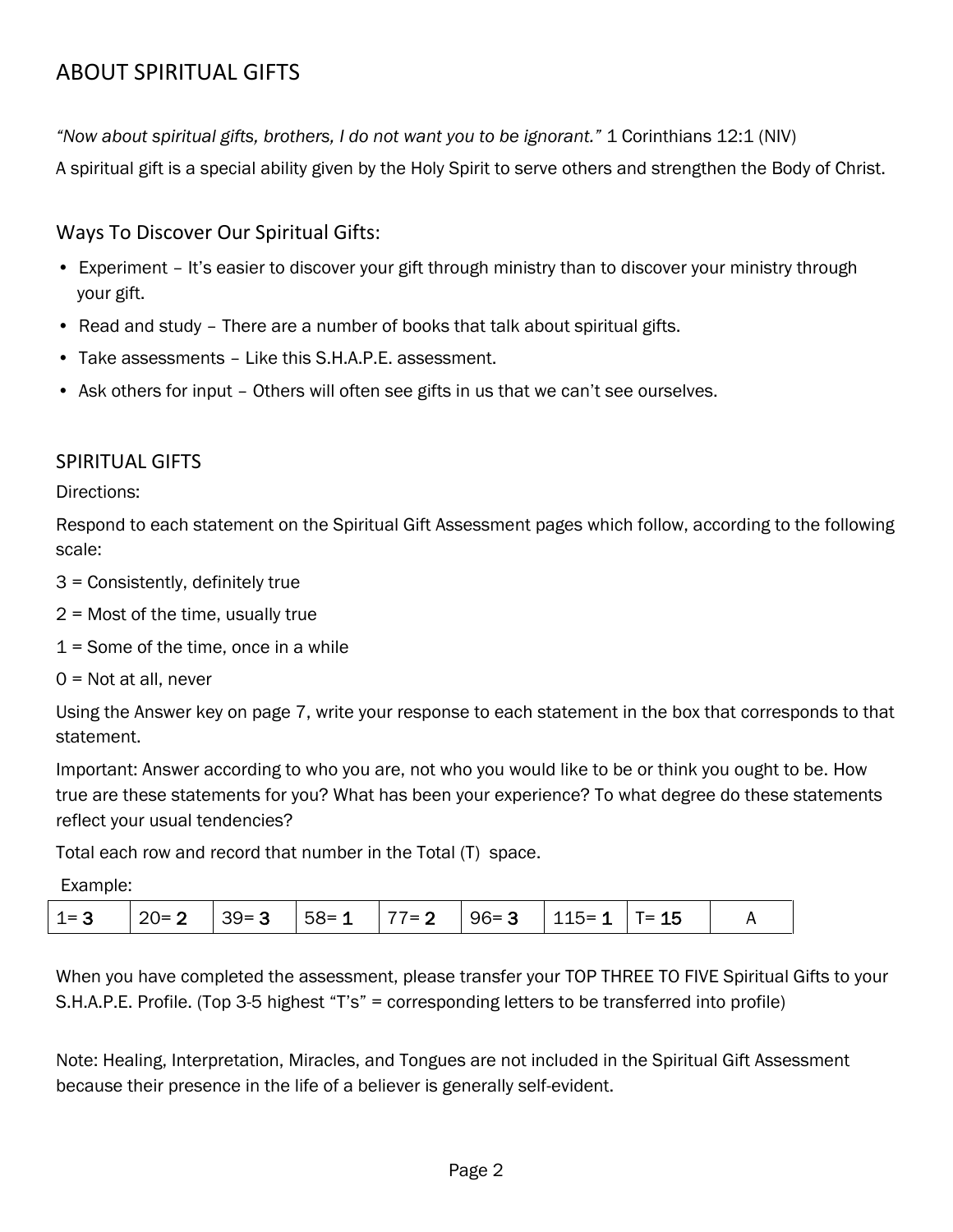# ABOUT SPIRITUAL GIFTS

*"Now about spiritual gifts, brothers, I do not want you to be ignorant."* 1 Corinthians 12:1 (NIV)

A spiritual gift is a special ability given by the Holy Spirit to serve others and strengthen the Body of Christ.

## Ways To Discover Our Spiritual Gifts:

- Experiment – It's easier to discover your gift through ministry than to discover your ministry through your gift.
- Read and study – There are a number of books that talk about spiritual gifts.
- Take assessments – Like this S.H.A.P.E. assessment.
- Ask others for input – Others will often see gifts in us that we can't see ourselves.

## SPIRITUAL GIFTS

Directions:

Respond to each statement on the Spiritual Gift Assessment pages which follow, according to the following scale:

3 = Consistently, definitely true

2 = Most of the time, usually true

1 = Some of the time, once in a while

0 = Not at all, never

Using the Answer key on page 7, write your response to each statement in the box that corresponds to that statement.

Important: Answer according to who you are, not who you would like to be or think you ought to be. How true are these statements for you? What has been your experience? To what degree do these statements reflect your usual tendencies?

Total each row and record that number in the Total (T) space.

Example:

| 1= **3** | 20= **2** | 39= **3** | 58= **1** | 77= **2** | 96= **3** | 115= **1** | T= **15** | A |
|---|---|---|---|---|---|---|---|---|

When you have completed the assessment, please transfer your TOP THREE TO FIVE Spiritual Gifts to your S.H.A.P.E. Profile. (Top 3-5 highest "T's" = corresponding letters to be transferred into profile)

Note: Healing, Interpretation, Miracles, and Tongues are not included in the Spiritual Gift Assessment because their presence in the life of a believer is generally self-evident.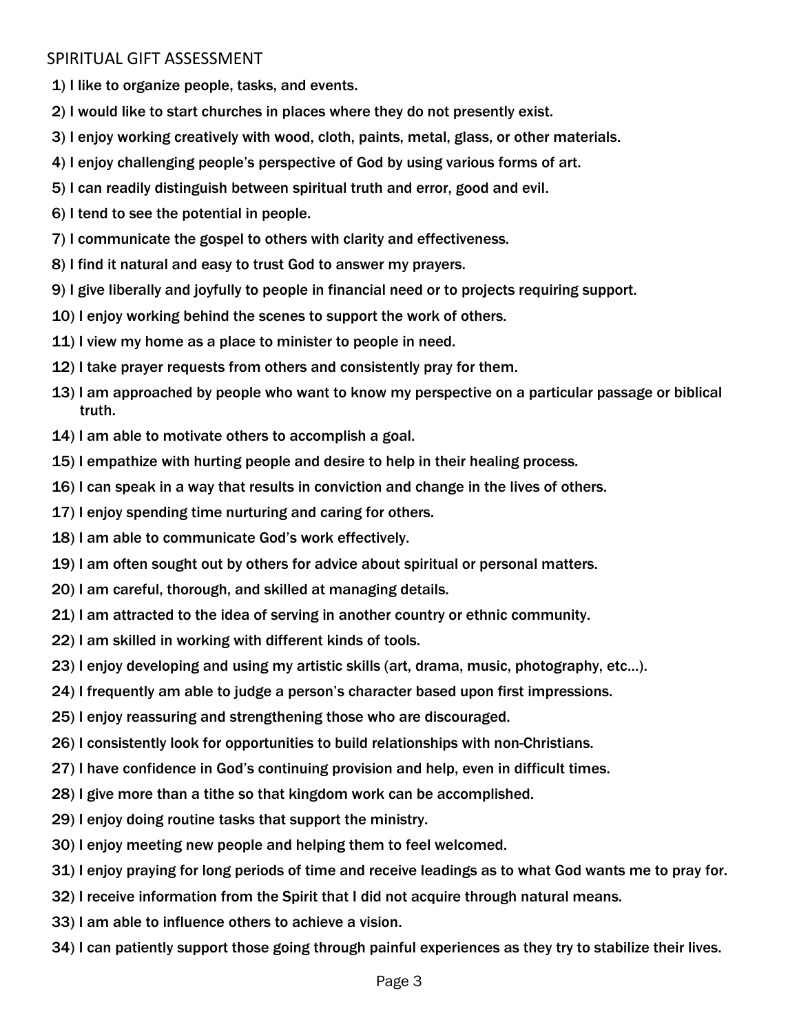## SPIRITUAL GIFT ASSESSMENT

1) I like to organize people, tasks, and events.
2) I would like to start churches in places where they do not presently exist.
3) I enjoy working creatively with wood, cloth, paints, metal, glass, or other materials.
4) I enjoy challenging people's perspective of God by using various forms of art.
5) I can readily distinguish between spiritual truth and error, good and evil.
6) I tend to see the potential in people.
7) I communicate the gospel to others with clarity and effectiveness.
8) I find it natural and easy to trust God to answer my prayers.
9) I give liberally and joyfully to people in financial need or to projects requiring support.
10) I enjoy working behind the scenes to support the work of others.
11) I view my home as a place to minister to people in need.
12) I take prayer requests from others and consistently pray for them.
13) I am approached by people who want to know my perspective on a particular passage or biblical truth.
14) I am able to motivate others to accomplish a goal.
15) I empathize with hurting people and desire to help in their healing process.
16) I can speak in a way that results in conviction and change in the lives of others.
17) I enjoy spending time nurturing and caring for others.
18) I am able to communicate God's work effectively.
19) I am often sought out by others for advice about spiritual or personal matters.
20) I am careful, thorough, and skilled at managing details.
21) I am attracted to the idea of serving in another country or ethnic community.
22) I am skilled in working with different kinds of tools.
23) I enjoy developing and using my artistic skills (art, drama, music, photography, etc…).
24) I frequently am able to judge a person's character based upon first impressions.
25) I enjoy reassuring and strengthening those who are discouraged.
26) I consistently look for opportunities to build relationships with non-Christians.
27) I have confidence in God's continuing provision and help, even in difficult times.
28) I give more than a tithe so that kingdom work can be accomplished.
29) I enjoy doing routine tasks that support the ministry.
30) I enjoy meeting new people and helping them to feel welcomed.
31) I enjoy praying for long periods of time and receive leadings as to what God wants me to pray for.
32) I receive information from the Spirit that I did not acquire through natural means.
33) I am able to influence others to achieve a vision.
34) I can patiently support those going through painful experiences as they try to stabilize their lives.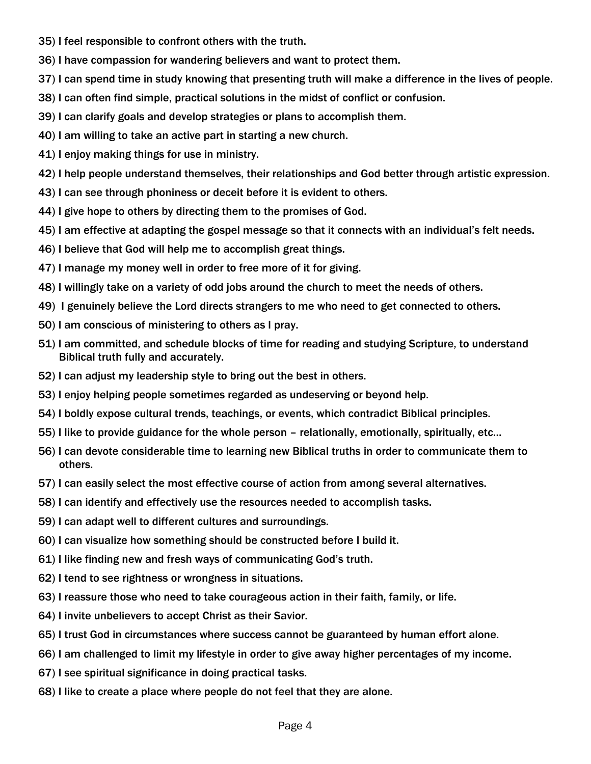35) I feel responsible to confront others with the truth.

36) I have compassion for wandering believers and want to protect them.

37) I can spend time in study knowing that presenting truth will make a difference in the lives of people.

38) I can often find simple, practical solutions in the midst of conflict or confusion.

39) I can clarify goals and develop strategies or plans to accomplish them.

40) I am willing to take an active part in starting a new church.

41) I enjoy making things for use in ministry.

42) I help people understand themselves, their relationships and God better through artistic expression.

43) I can see through phoniness or deceit before it is evident to others.

44) I give hope to others by directing them to the promises of God.

45) I am effective at adapting the gospel message so that it connects with an individual's felt needs.

46) I believe that God will help me to accomplish great things.

47) I manage my money well in order to free more of it for giving.

48) I willingly take on a variety of odd jobs around the church to meet the needs of others.

49) I genuinely believe the Lord directs strangers to me who need to get connected to others.

50) I am conscious of ministering to others as I pray.

51) I am committed, and schedule blocks of time for reading and studying Scripture, to understand Biblical truth fully and accurately.

52) I can adjust my leadership style to bring out the best in others.

53) I enjoy helping people sometimes regarded as undeserving or beyond help.

54) I boldly expose cultural trends, teachings, or events, which contradict Biblical principles.

55) I like to provide guidance for the whole person – relationally, emotionally, spiritually, etc…

56) I can devote considerable time to learning new Biblical truths in order to communicate them to others.

57) I can easily select the most effective course of action from among several alternatives.

58) I can identify and effectively use the resources needed to accomplish tasks.

59) I can adapt well to different cultures and surroundings.

60) I can visualize how something should be constructed before I build it.

61) I like finding new and fresh ways of communicating God's truth.

62) I tend to see rightness or wrongness in situations.

63) I reassure those who need to take courageous action in their faith, family, or life.

64) I invite unbelievers to accept Christ as their Savior.

65) I trust God in circumstances where success cannot be guaranteed by human effort alone.

66) I am challenged to limit my lifestyle in order to give away higher percentages of my income.

67) I see spiritual significance in doing practical tasks.

68) I like to create a place where people do not feel that they are alone.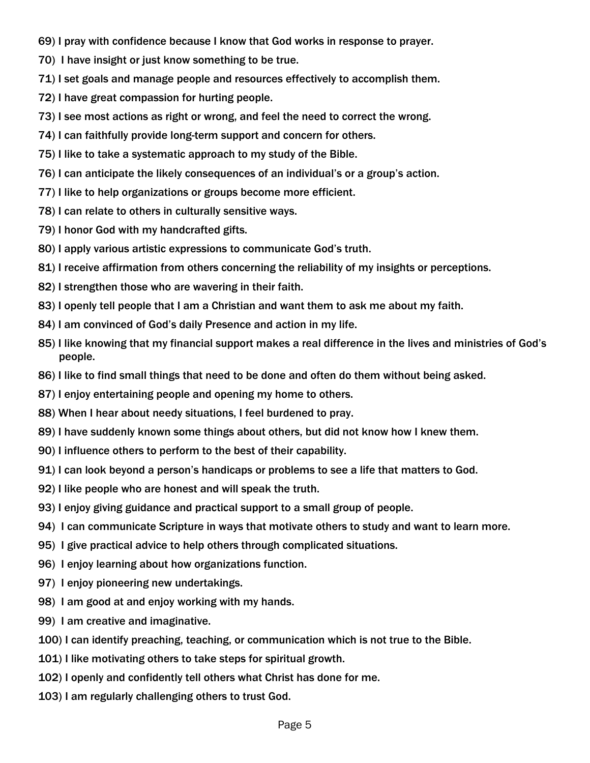69) I pray with confidence because I know that God works in response to prayer.

70) I have insight or just know something to be true.

71) I set goals and manage people and resources effectively to accomplish them.

72) I have great compassion for hurting people.

73) I see most actions as right or wrong, and feel the need to correct the wrong.

74) I can faithfully provide long-term support and concern for others.

75) I like to take a systematic approach to my study of the Bible.

76) I can anticipate the likely consequences of an individual's or a group's action.

77) I like to help organizations or groups become more efficient.

78) I can relate to others in culturally sensitive ways.

79) I honor God with my handcrafted gifts.

80) I apply various artistic expressions to communicate God's truth.

81) I receive affirmation from others concerning the reliability of my insights or perceptions.

82) I strengthen those who are wavering in their faith.

83) I openly tell people that I am a Christian and want them to ask me about my faith.

84) I am convinced of God's daily Presence and action in my life.

85) I like knowing that my financial support makes a real difference in the lives and ministries of God's people.

86) I like to find small things that need to be done and often do them without being asked.

87) I enjoy entertaining people and opening my home to others.

88) When I hear about needy situations, I feel burdened to pray.

89) I have suddenly known some things about others, but did not know how I knew them.

90) I influence others to perform to the best of their capability.

91) I can look beyond a person's handicaps or problems to see a life that matters to God.

92) I like people who are honest and will speak the truth.

93) I enjoy giving guidance and practical support to a small group of people.

94) I can communicate Scripture in ways that motivate others to study and want to learn more.

95) I give practical advice to help others through complicated situations.

96) I enjoy learning about how organizations function.

97) I enjoy pioneering new undertakings.

98) I am good at and enjoy working with my hands.

99) I am creative and imaginative.

100) I can identify preaching, teaching, or communication which is not true to the Bible.

101) I like motivating others to take steps for spiritual growth.

102) I openly and confidently tell others what Christ has done for me.

103) I am regularly challenging others to trust God.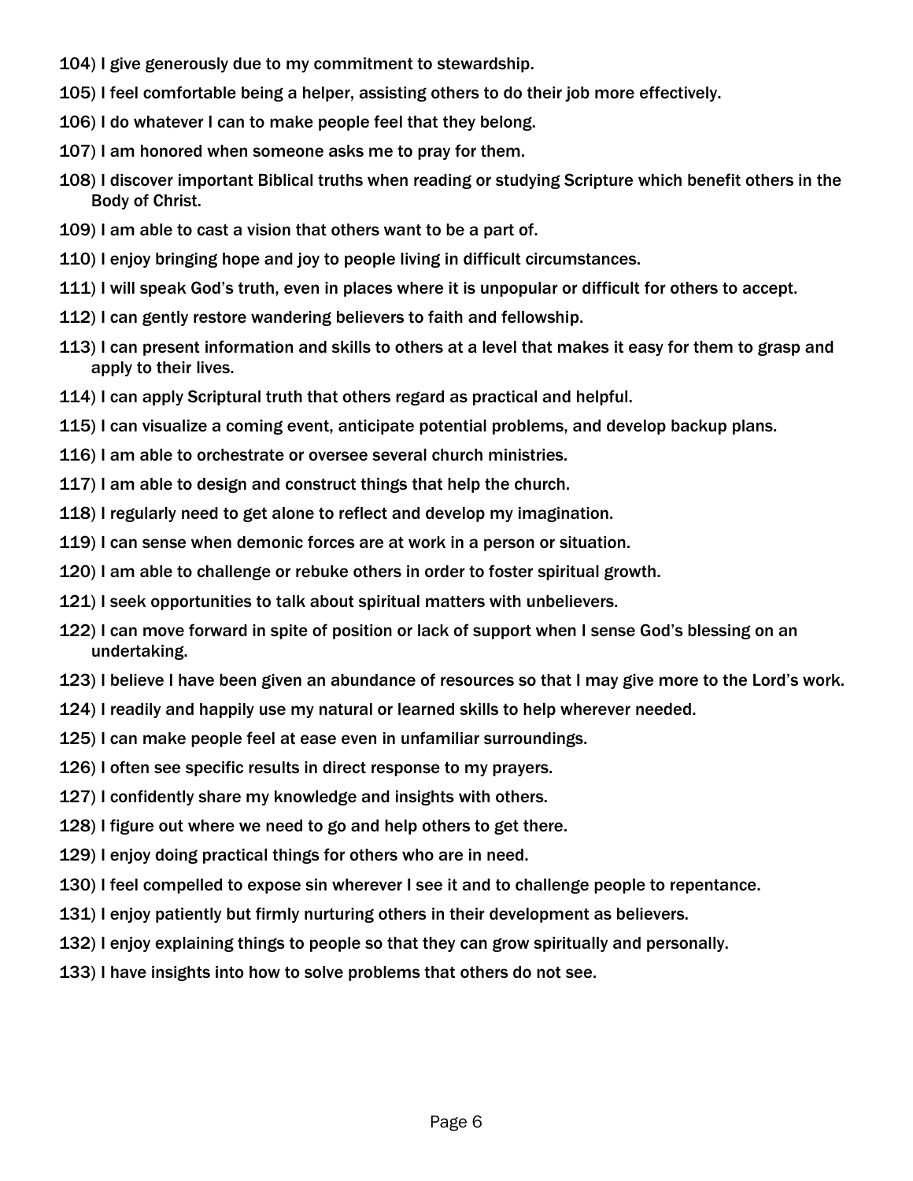104) I give generously due to my commitment to stewardship.

105) I feel comfortable being a helper, assisting others to do their job more effectively.

106) I do whatever I can to make people feel that they belong.

107) I am honored when someone asks me to pray for them.

108) I discover important Biblical truths when reading or studying Scripture which benefit others in the Body of Christ.

109) I am able to cast a vision that others want to be a part of.

110) I enjoy bringing hope and joy to people living in difficult circumstances.

111) I will speak God's truth, even in places where it is unpopular or difficult for others to accept.

112) I can gently restore wandering believers to faith and fellowship.

113) I can present information and skills to others at a level that makes it easy for them to grasp and apply to their lives.

114) I can apply Scriptural truth that others regard as practical and helpful.

115) I can visualize a coming event, anticipate potential problems, and develop backup plans.

116) I am able to orchestrate or oversee several church ministries.

117) I am able to design and construct things that help the church.

118) I regularly need to get alone to reflect and develop my imagination.

119) I can sense when demonic forces are at work in a person or situation.

120) I am able to challenge or rebuke others in order to foster spiritual growth.

121) I seek opportunities to talk about spiritual matters with unbelievers.

122) I can move forward in spite of position or lack of support when I sense God's blessing on an undertaking.

123) I believe I have been given an abundance of resources so that I may give more to the Lord's work.

124) I readily and happily use my natural or learned skills to help wherever needed.

125) I can make people feel at ease even in unfamiliar surroundings.

126) I often see specific results in direct response to my prayers.

127) I confidently share my knowledge and insights with others.

128) I figure out where we need to go and help others to get there.

129) I enjoy doing practical things for others who are in need.

130) I feel compelled to expose sin wherever I see it and to challenge people to repentance.

131) I enjoy patiently but firmly nurturing others in their development as believers.

132) I enjoy explaining things to people so that they can grow spiritually and personally.

133) I have insights into how to solve problems that others do not see.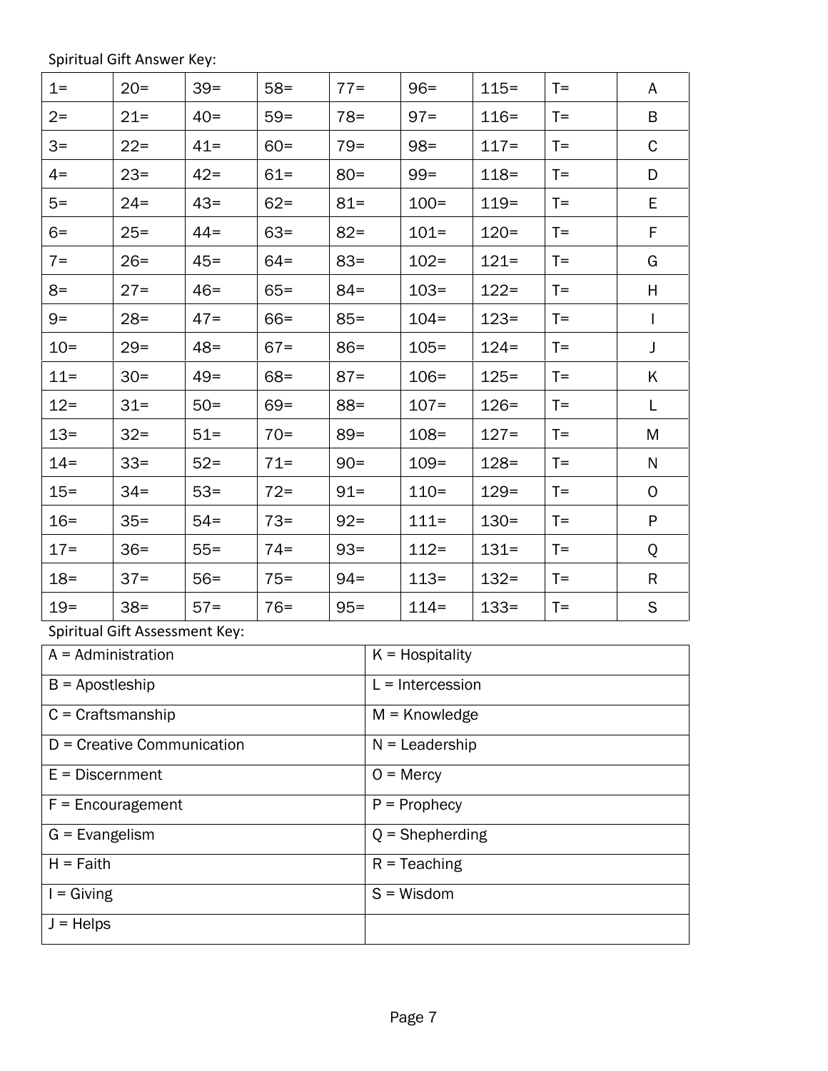Spiritual Gift Answer Key:

| 1= | 20= | 39= | 58= | 77= | 96= | 115= | T= | A |
|---|---|---|---|---|---|---|---|---|
| 2= | 21= | 40= | 59= | 78= | 97= | 116= | T= | B |
| 3= | 22= | 41= | 60= | 79= | 98= | 117= | T= | C |
| 4= | 23= | 42= | 61= | 80= | 99= | 118= | T= | D |
| 5= | 24= | 43= | 62= | 81= | 100= | 119= | T= | E |
| 6= | 25= | 44= | 63= | 82= | 101= | 120= | T= | F |
| 7= | 26= | 45= | 64= | 83= | 102= | 121= | T= | G |
| 8= | 27= | 46= | 65= | 84= | 103= | 122= | T= | H |
| 9= | 28= | 47= | 66= | 85= | 104= | 123= | T= | I |
| 10= | 29= | 48= | 67= | 86= | 105= | 124= | T= | J |
| 11= | 30= | 49= | 68= | 87= | 106= | 125= | T= | K |
| 12= | 31= | 50= | 69= | 88= | 107= | 126= | T= | L |
| 13= | 32= | 51= | 70= | 89= | 108= | 127= | T= | M |
| 14= | 33= | 52= | 71= | 90= | 109= | 128= | T= | N |
| 15= | 34= | 53= | 72= | 91= | 110= | 129= | T= | O |
| 16= | 35= | 54= | 73= | 92= | 111= | 130= | T= | P |
| 17= | 36= | 55= | 74= | 93= | 112= | 131= | T= | Q |
| 18= | 37= | 56= | 75= | 94= | 113= | 132= | T= | R |
| 19= | 38= | 57= | 76= | 95= | 114= | 133= | T= | S |

Spiritual Gift Assessment Key:

| A = Administration | K = Hospitality |
|---|---|
| B = Apostleship | L = Intercession |
| C = Craftsmanship | M = Knowledge |
| D = Creative Communication | N = Leadership |
| E = Discernment | O = Mercy |
| F = Encouragement | P = Prophecy |
| G = Evangelism | Q = Shepherding |
| H = Faith | R = Teaching |
| I = Giving | S = Wisdom |
| J = Helps | |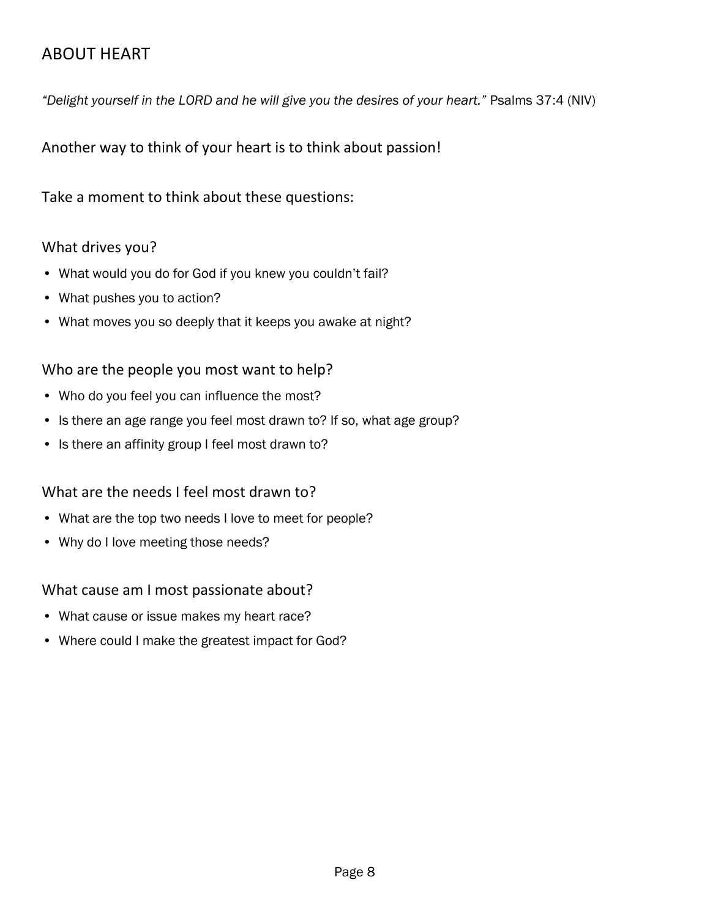## ABOUT HEART

*"Delight yourself in the LORD and he will give you the desires of your heart."* Psalms 37:4 (NIV)

Another way to think of your heart is to think about passion!

Take a moment to think about these questions:

### What drives you?

- What would you do for God if you knew you couldn't fail?
- What pushes you to action?
- What moves you so deeply that it keeps you awake at night?

### Who are the people you most want to help?

- Who do you feel you can influence the most?
- Is there an age range you feel most drawn to? If so, what age group?
- Is there an affinity group I feel most drawn to?

### What are the needs I feel most drawn to?

- What are the top two needs I love to meet for people?
- Why do I love meeting those needs?

### What cause am I most passionate about?

- What cause or issue makes my heart race?
- Where could I make the greatest impact for God?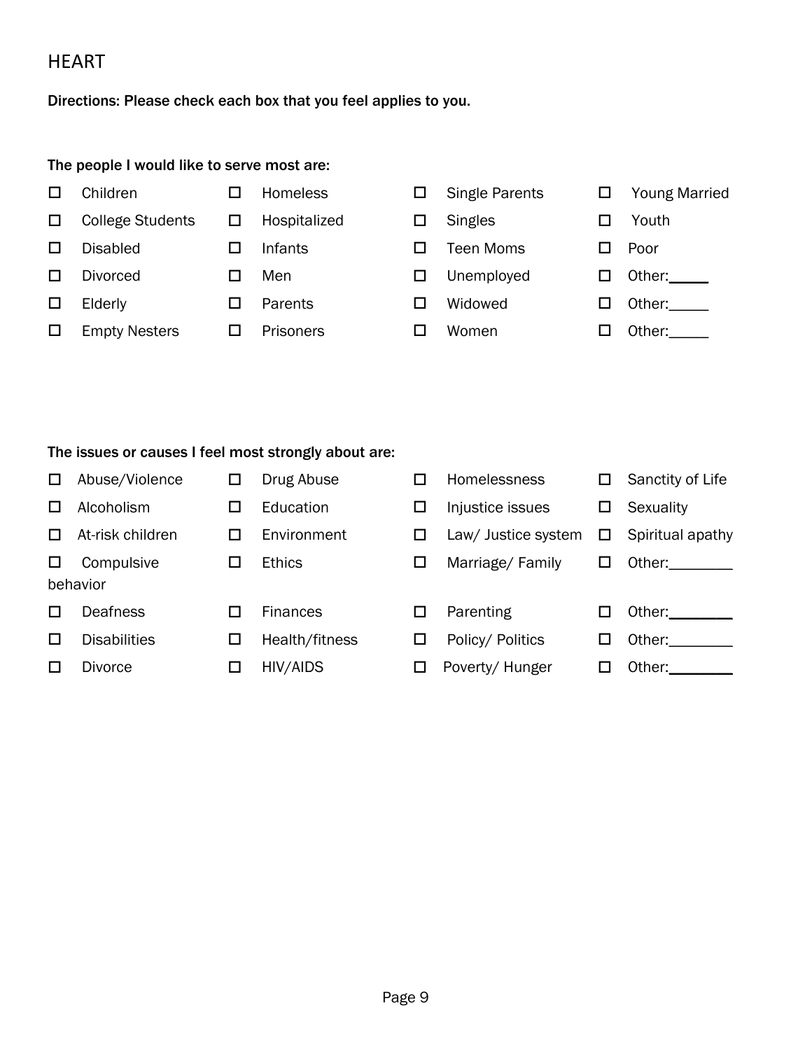## HEART

**Directions: Please check each box that you feel applies to you.**

**The people I would like to serve most are:**

- ☐ Children
- ☐ College Students
- ☐ Disabled
- ☐ Divorced
- ☐ Elderly
- ☐ Empty Nesters
- ☐ Homeless
- ☐ Hospitalized
- ☐ Infants
- ☐ Men
- ☐ Parents
- ☐ Prisoners
- ☐ Single Parents
- ☐ Singles
- ☐ Teen Moms
- ☐ Unemployed
- ☐ Widowed
- ☐ Women
- ☐ Young Married
- ☐ Youth
- ☐ Poor
- ☐ Other:_____
- ☐ Other:_____
- ☐ Other:_____

**The issues or causes I feel most strongly about are:**

- ☐ Abuse/Violence
- ☐ Alcoholism
- ☐ At-risk children
- ☐ Compulsive behavior
- ☐ Deafness
- ☐ Disabilities
- ☐ Divorce
- ☐ Drug Abuse
- ☐ Education
- ☐ Environment
- ☐ Ethics
- ☐ Finances
- ☐ Health/fitness
- ☐ HIV/AIDS
- ☐ Homelessness
- ☐ Injustice issues
- ☐ Law/ Justice system
- ☐ Marriage/ Family
- ☐ Parenting
- ☐ Policy/ Politics
- ☐ Poverty/ Hunger
- ☐ Sanctity of Life
- ☐ Sexuality
- ☐ Spiritual apathy
- ☐ Other:________
- ☐ Other:________
- ☐ Other:________
- ☐ Other:________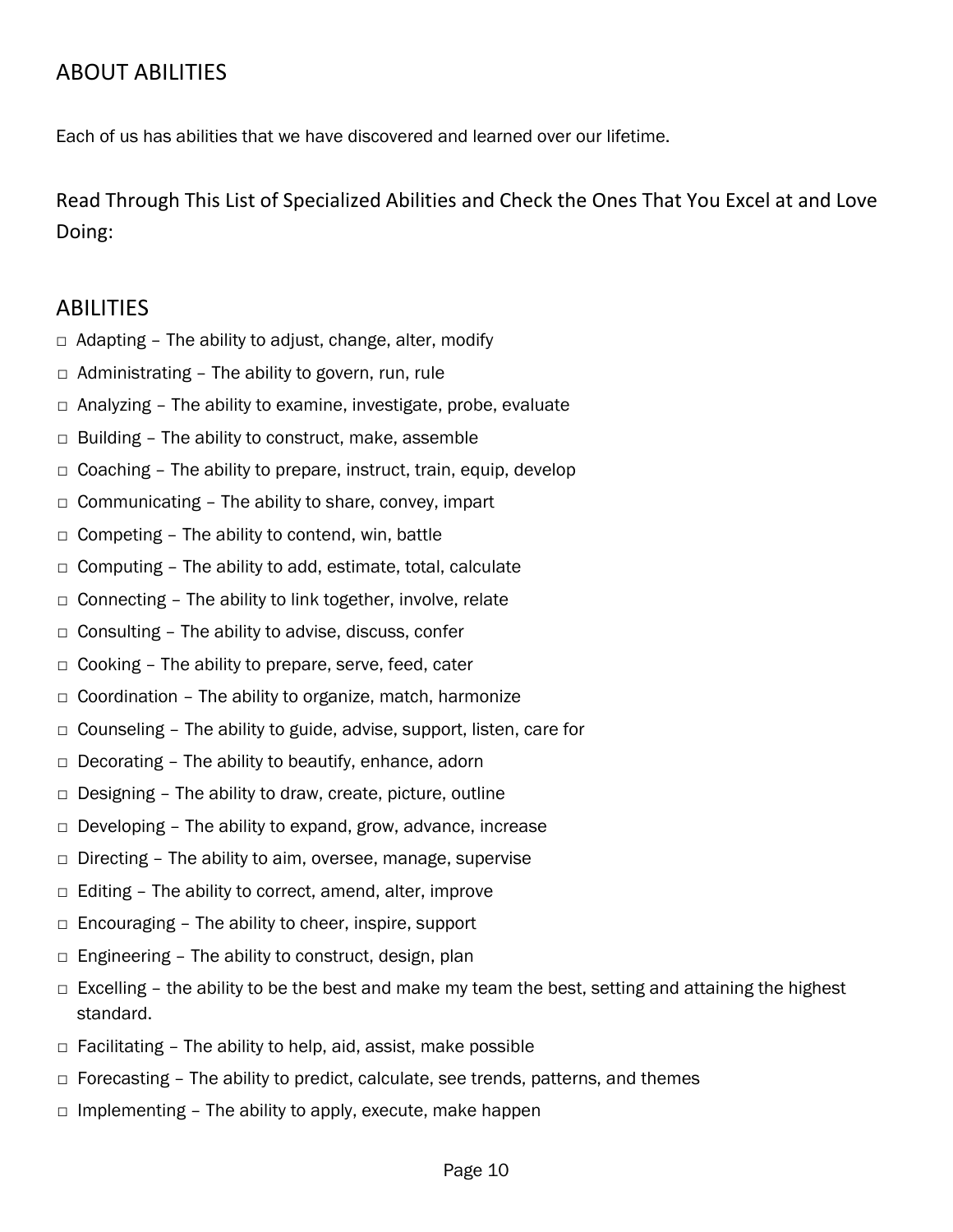## ABOUT ABILITIES

Each of us has abilities that we have discovered and learned over our lifetime.

### Read Through This List of Specialized Abilities and Check the Ones That You Excel at and Love Doing:

## ABILITIES

- □ Adapting – The ability to adjust, change, alter, modify
- □ Administrating – The ability to govern, run, rule
- □ Analyzing – The ability to examine, investigate, probe, evaluate
- □ Building – The ability to construct, make, assemble
- □ Coaching – The ability to prepare, instruct, train, equip, develop
- □ Communicating – The ability to share, convey, impart
- □ Competing – The ability to contend, win, battle
- □ Computing – The ability to add, estimate, total, calculate
- □ Connecting – The ability to link together, involve, relate
- □ Consulting – The ability to advise, discuss, confer
- □ Cooking – The ability to prepare, serve, feed, cater
- □ Coordination – The ability to organize, match, harmonize
- □ Counseling – The ability to guide, advise, support, listen, care for
- □ Decorating – The ability to beautify, enhance, adorn
- □ Designing – The ability to draw, create, picture, outline
- □ Developing – The ability to expand, grow, advance, increase
- □ Directing – The ability to aim, oversee, manage, supervise
- □ Editing – The ability to correct, amend, alter, improve
- □ Encouraging – The ability to cheer, inspire, support
- □ Engineering – The ability to construct, design, plan
- □ Excelling – the ability to be the best and make my team the best, setting and attaining the highest standard.
- □ Facilitating – The ability to help, aid, assist, make possible
- □ Forecasting – The ability to predict, calculate, see trends, patterns, and themes
- □ Implementing – The ability to apply, execute, make happen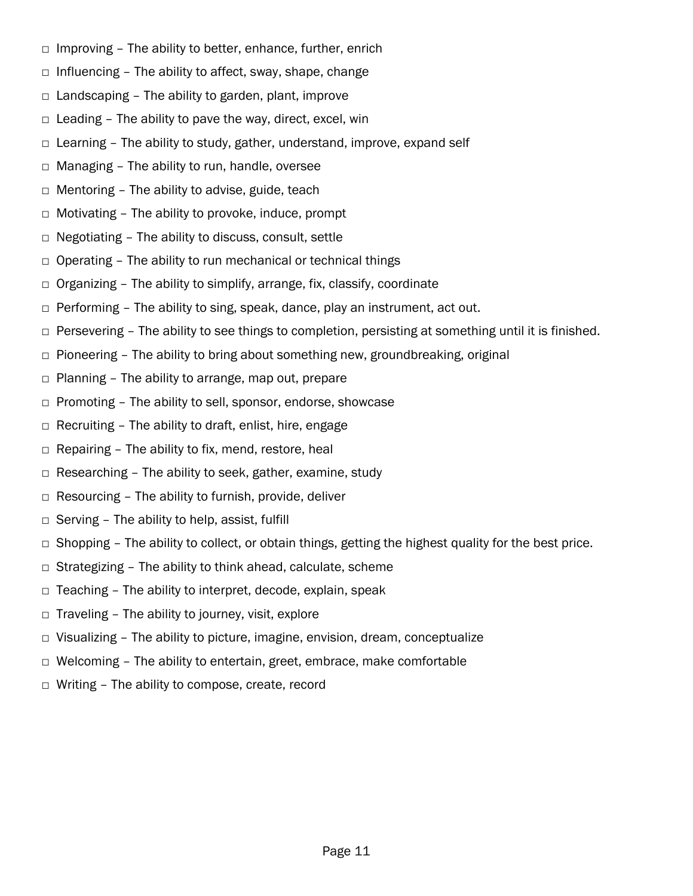- □ Improving – The ability to better, enhance, further, enrich
- □ Influencing – The ability to affect, sway, shape, change
- □ Landscaping – The ability to garden, plant, improve
- □ Leading – The ability to pave the way, direct, excel, win
- □ Learning – The ability to study, gather, understand, improve, expand self
- □ Managing – The ability to run, handle, oversee
- □ Mentoring – The ability to advise, guide, teach
- □ Motivating – The ability to provoke, induce, prompt
- □ Negotiating – The ability to discuss, consult, settle
- □ Operating – The ability to run mechanical or technical things
- □ Organizing – The ability to simplify, arrange, fix, classify, coordinate
- □ Performing – The ability to sing, speak, dance, play an instrument, act out.
- □ Persevering – The ability to see things to completion, persisting at something until it is finished.
- □ Pioneering – The ability to bring about something new, groundbreaking, original
- □ Planning – The ability to arrange, map out, prepare
- □ Promoting – The ability to sell, sponsor, endorse, showcase
- □ Recruiting – The ability to draft, enlist, hire, engage
- □ Repairing – The ability to fix, mend, restore, heal
- □ Researching – The ability to seek, gather, examine, study
- □ Resourcing – The ability to furnish, provide, deliver
- □ Serving – The ability to help, assist, fulfill
- □ Shopping – The ability to collect, or obtain things, getting the highest quality for the best price.
- □ Strategizing – The ability to think ahead, calculate, scheme
- □ Teaching – The ability to interpret, decode, explain, speak
- □ Traveling – The ability to journey, visit, explore
- □ Visualizing – The ability to picture, imagine, envision, dream, conceptualize
- □ Welcoming – The ability to entertain, greet, embrace, make comfortable
- □ Writing – The ability to compose, create, record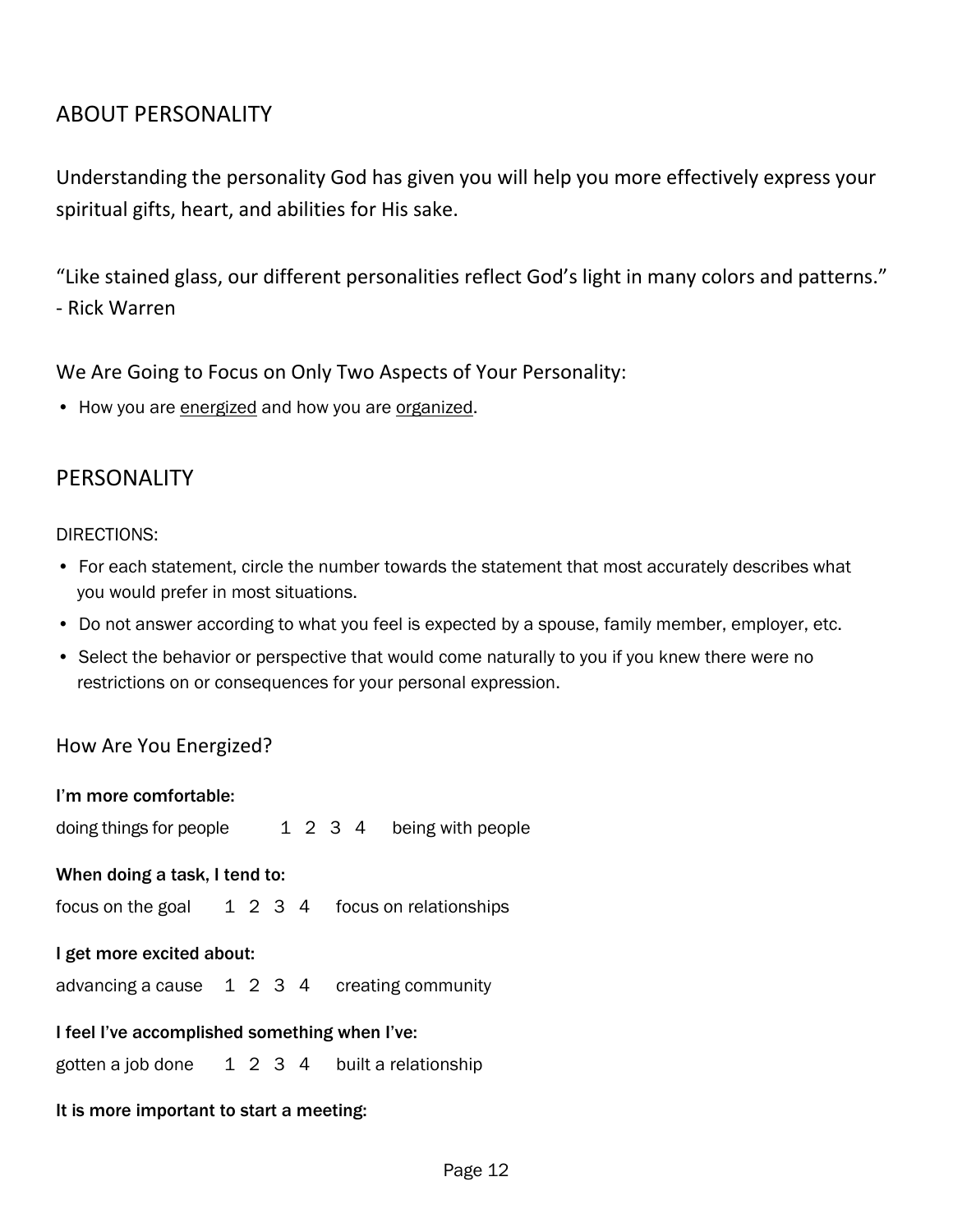## ABOUT PERSONALITY

Understanding the personality God has given you will help you more effectively express your spiritual gifts, heart, and abilities for His sake.

“Like stained glass, our different personalities reflect God’s light in many colors and patterns.”
- Rick Warren

We Are Going to Focus on Only Two Aspects of Your Personality:

- How you are <u>energized</u> and how you are <u>organized</u>.

## PERSONALITY

DIRECTIONS:

- For each statement, circle the number towards the statement that most accurately describes what you would prefer in most situations.
- Do not answer according to what you feel is expected by a spouse, family member, employer, etc.
- Select the behavior or perspective that would come naturally to you if you knew there were no restrictions on or consequences for your personal expression.

### How Are You Energized?

**I’m more comfortable:**

doing things for people    1 2 3 4    being with people

**When doing a task, I tend to:**

focus on the goal    1 2 3 4    focus on relationships

**I get more excited about:**

advancing a cause    1 2 3 4    creating community

**I feel I’ve accomplished something when I’ve:**

gotten a job done    1 2 3 4    built a relationship

**It is more important to start a meeting:**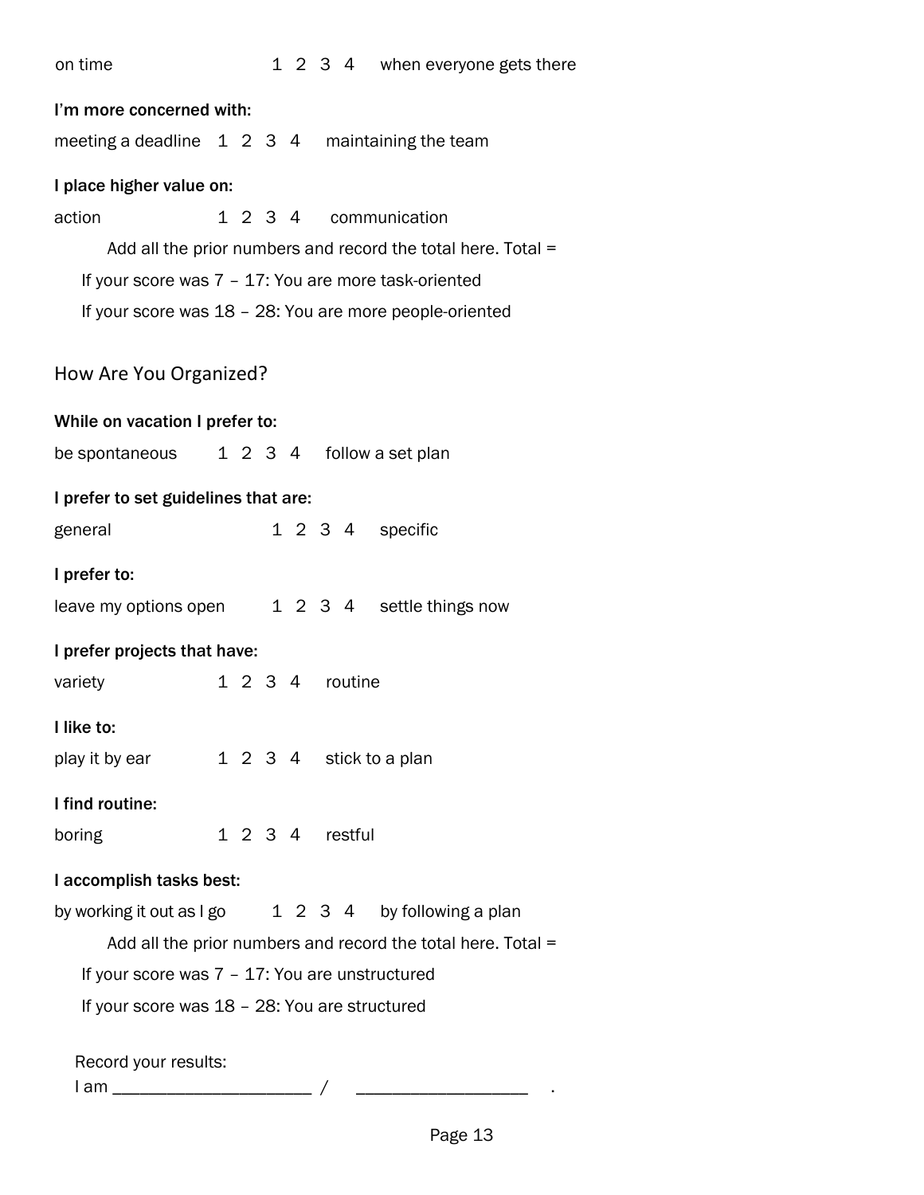on time 1 2 3 4 when everyone gets there

**I'm more concerned with:**

meeting a deadline 1 2 3 4 maintaining the team

**I place higher value on:**

action 1 2 3 4 communication

Add all the prior numbers and record the total here. Total =

If your score was 7 – 17: You are more task-oriented

If your score was 18 – 28: You are more people-oriented

## How Are You Organized?

**While on vacation I prefer to:**

be spontaneous 1 2 3 4 follow a set plan

**I prefer to set guidelines that are:**

general 1 2 3 4 specific

**I prefer to:**

leave my options open 1 2 3 4 settle things now

**I prefer projects that have:**

variety 1 2 3 4 routine

**I like to:**

play it by ear 1 2 3 4 stick to a plan

**I find routine:**

boring 1 2 3 4 restful

**I accomplish tasks best:**

by working it out as I go 1 2 3 4 by following a plan

Add all the prior numbers and record the total here. Total =

If your score was 7 – 17: You are unstructured

If your score was 18 – 28: You are structured

Record your results:

I am ______________________ / ___________________ .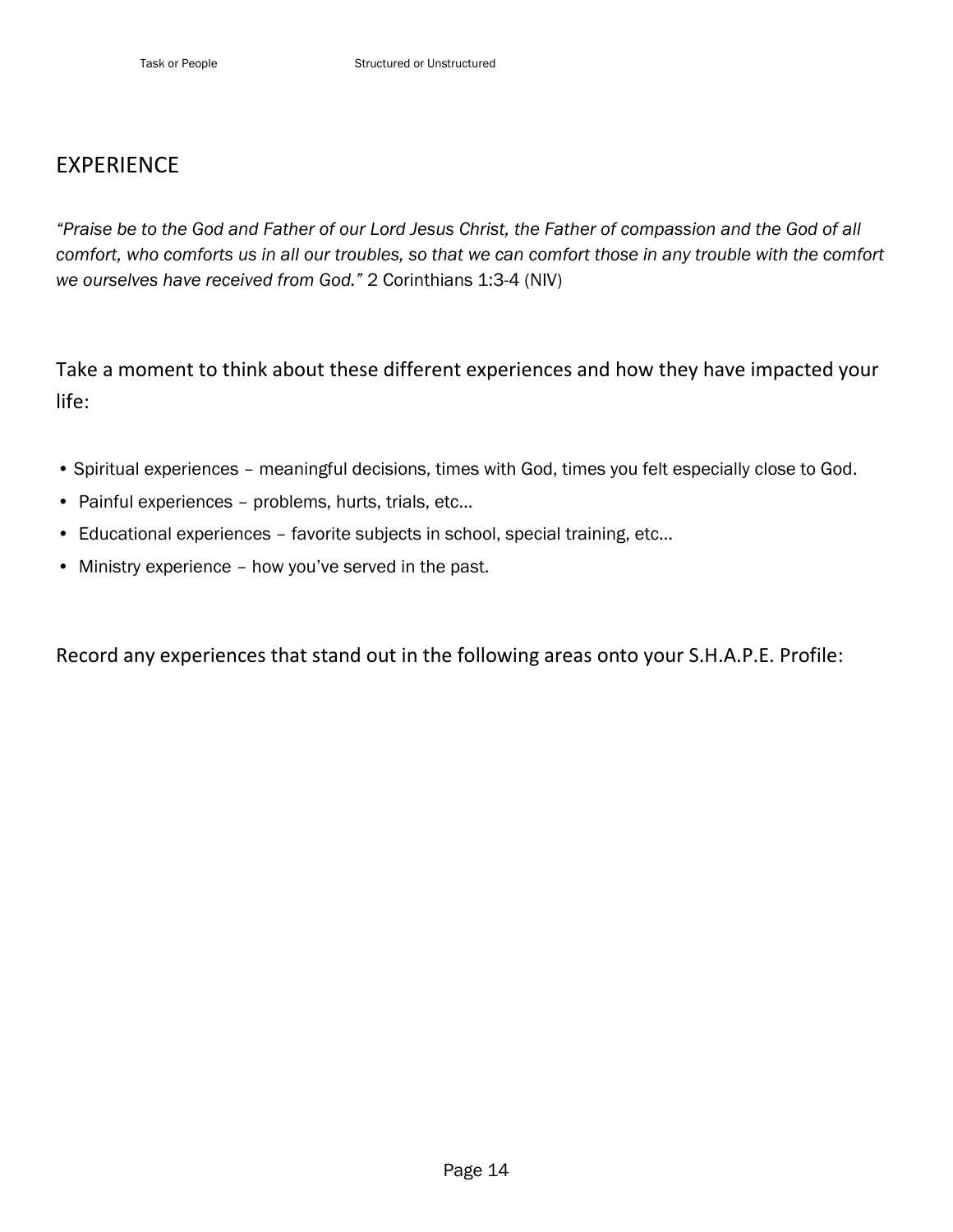Task or People Structured or Unstructured

## EXPERIENCE

*"Praise be to the God and Father of our Lord Jesus Christ, the Father of compassion and the God of all comfort, who comforts us in all our troubles, so that we can comfort those in any trouble with the comfort we ourselves have received from God."* 2 Corinthians 1:3-4 (NIV)

Take a moment to think about these different experiences and how they have impacted your life:

- Spiritual experiences – meaningful decisions, times with God, times you felt especially close to God.
- Painful experiences – problems, hurts, trials, etc…
- Educational experiences – favorite subjects in school, special training, etc…
- Ministry experience – how you've served in the past.

Record any experiences that stand out in the following areas onto your S.H.A.P.E. Profile: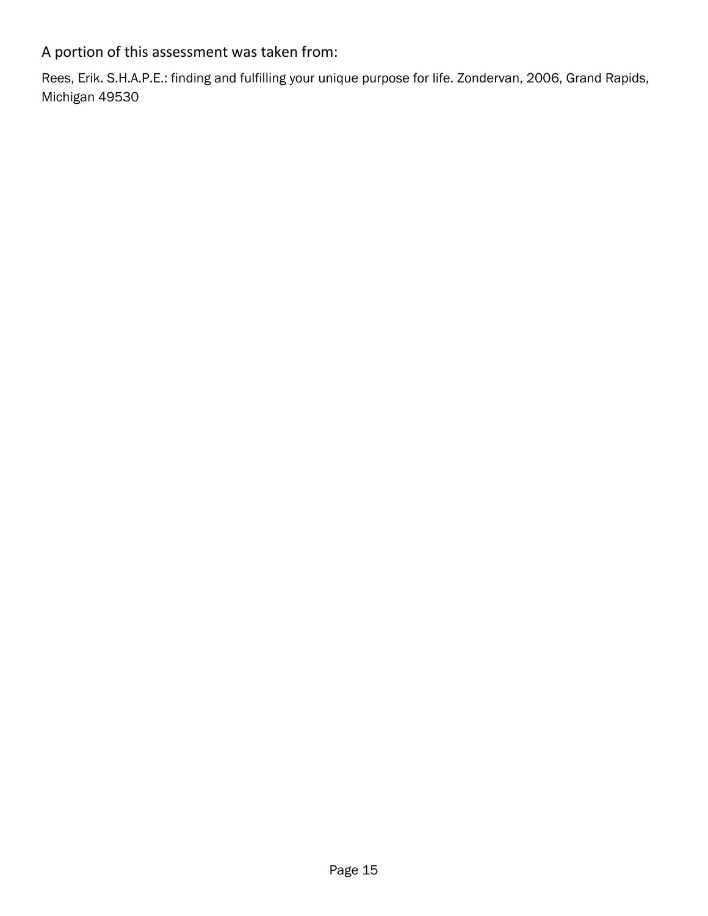A portion of this assessment was taken from:

Rees, Erik. S.H.A.P.E.: finding and fulfilling your unique purpose for life. Zondervan, 2006, Grand Rapids, Michigan 49530